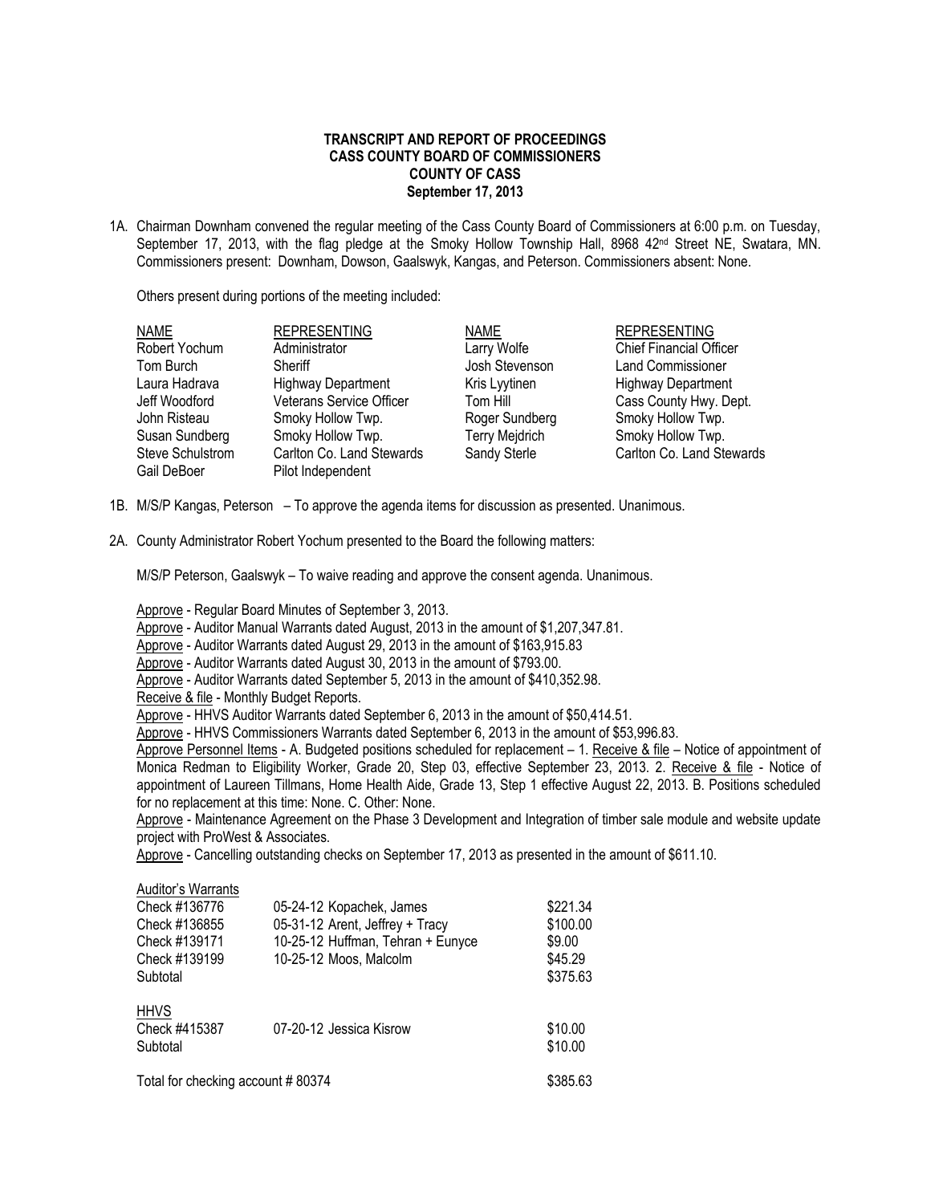**TRANSCRIPT AND REPORT OF PROCEEDINGS**
**CASS COUNTY BOARD OF COMMISSIONERS**
**COUNTY OF CASS**
**September 17, 2013**

1A. Chairman Downham convened the regular meeting of the Cass County Board of Commissioners at 6:00 p.m. on Tuesday, September 17, 2013, with the flag pledge at the Smoky Hollow Township Hall, 8968 42nd Street NE, Swatara, MN. Commissioners present: Downham, Dowson, Gaalswyk, Kangas, and Peterson. Commissioners absent: None.

Others present during portions of the meeting included:

| NAME | REPRESENTING | NAME | REPRESENTING |
|---|---|---|---|
| Robert Yochum | Administrator | Larry Wolfe | Chief Financial Officer |
| Tom Burch | Sheriff | Josh Stevenson | Land Commissioner |
| Laura Hadrava | Highway Department | Kris Lyytinen | Highway Department |
| Jeff Woodford | Veterans Service Officer | Tom Hill | Cass County Hwy. Dept. |
| John Risteau | Smoky Hollow Twp. | Roger Sundberg | Smoky Hollow Twp. |
| Susan Sundberg | Smoky Hollow Twp. | Terry Mejdrich | Smoky Hollow Twp. |
| Steve Schulstrom | Carlton Co. Land Stewards | Sandy Sterle | Carlton Co. Land Stewards |
| Gail DeBoer | Pilot Independent | | |

1B. M/S/P Kangas, Peterson – To approve the agenda items for discussion as presented. Unanimous.

2A. County Administrator Robert Yochum presented to the Board the following matters:

M/S/P Peterson, Gaalswyk – To waive reading and approve the consent agenda. Unanimous.

Approve - Regular Board Minutes of September 3, 2013.
Approve - Auditor Manual Warrants dated August, 2013 in the amount of $1,207,347.81.
Approve - Auditor Warrants dated August 29, 2013 in the amount of $163,915.83
Approve - Auditor Warrants dated August 30, 2013 in the amount of $793.00.
Approve - Auditor Warrants dated September 5, 2013 in the amount of $410,352.98.
Receive & file - Monthly Budget Reports.
Approve - HHVS Auditor Warrants dated September 6, 2013 in the amount of $50,414.51.
Approve - HHVS Commissioners Warrants dated September 6, 2013 in the amount of $53,996.83.
Approve Personnel Items - A. Budgeted positions scheduled for replacement – 1. Receive & file – Notice of appointment of Monica Redman to Eligibility Worker, Grade 20, Step 03, effective September 23, 2013. 2. Receive & file - Notice of appointment of Laureen Tillmans, Home Health Aide, Grade 13, Step 1 effective August 22, 2013. B. Positions scheduled for no replacement at this time: None. C. Other: None.
Approve - Maintenance Agreement on the Phase 3 Development and Integration of timber sale module and website update project with ProWest & Associates.
Approve - Cancelling outstanding checks on September 17, 2013 as presented in the amount of $611.10.

| Auditor's Warrants | | |
|---|---|---|
| Check #136776 | 05-24-12 Kopachek, James | $221.34 |
| Check #136855 | 05-31-12 Arent, Jeffrey + Tracy | $100.00 |
| Check #139171 | 10-25-12 Huffman, Tehran + Eunyce | $9.00 |
| Check #139199 | 10-25-12 Moos, Malcolm | $45.29 |
| Subtotal | | $375.63 |
| **HHVS** | | |
| Check #415387 | 07-20-12 Jessica Kisrow | $10.00 |
| Subtotal | | $10.00 |
| Total for checking account # 80374 | | $385.63 |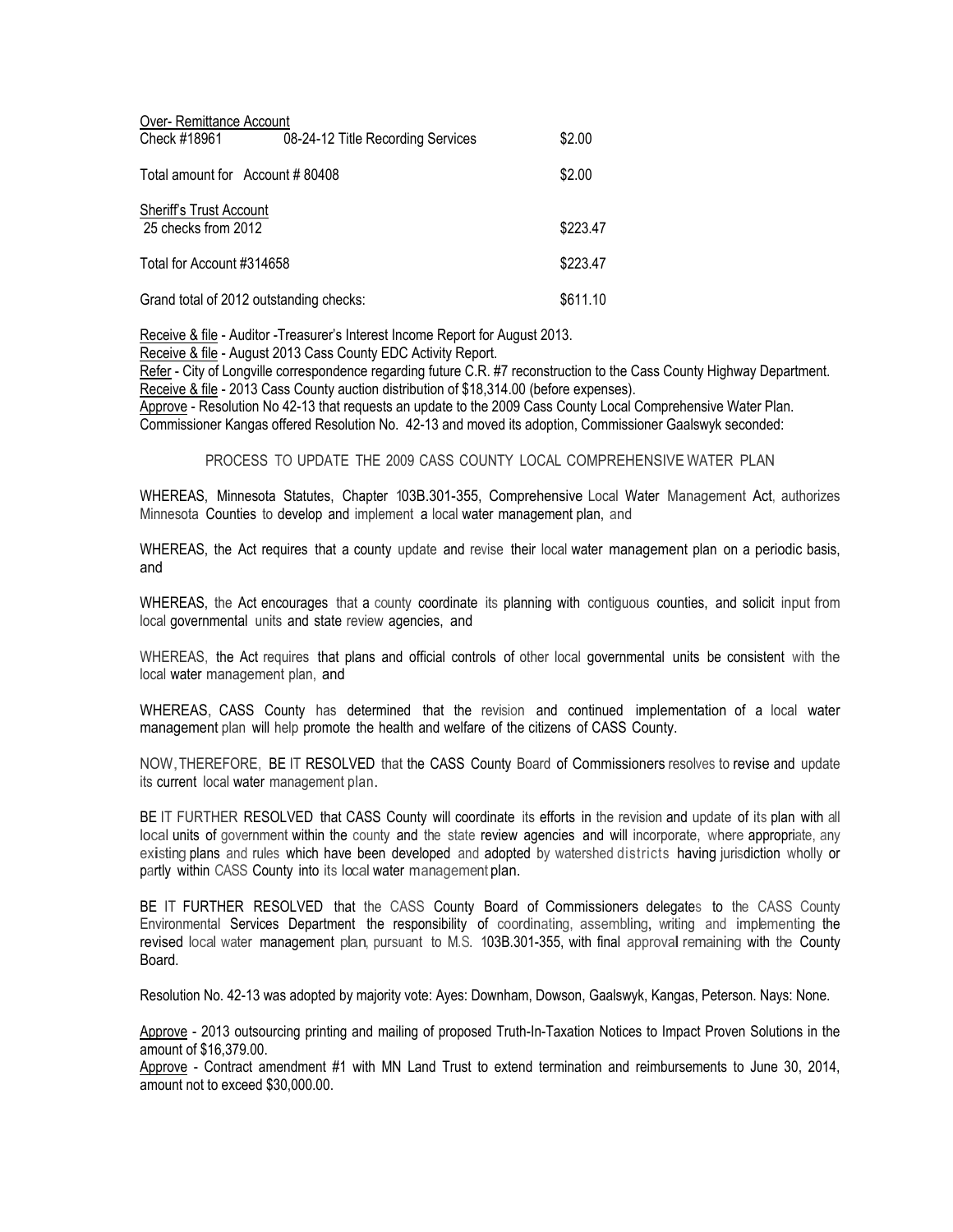Over- Remittance Account

| | | |
|---|---|---|
| Check #18961 | 08-24-12 Title Recording Services | $2.00 |
| Total amount for Account # 80408 | | $2.00 |

Sheriff's Trust Account

| | |
|---|---|
| 25 checks from 2012 | $223.47 |
| Total for Account #314658 | $223.47 |
| Grand total of 2012 outstanding checks: | $611.10 |

Receive & file - Auditor -Treasurer's Interest Income Report for August 2013.
Receive & file - August 2013 Cass County EDC Activity Report.
Refer - City of Longville correspondence regarding future C.R. #7 reconstruction to the Cass County Highway Department.
Receive & file - 2013 Cass County auction distribution of $18,314.00 (before expenses).
Approve - Resolution No 42-13 that requests an update to the 2009 Cass County Local Comprehensive Water Plan.
Commissioner Kangas offered Resolution No. 42-13 and moved its adoption, Commissioner Gaalswyk seconded:

PROCESS TO UPDATE THE 2009 CASS COUNTY LOCAL COMPREHENSIVE WATER PLAN

WHEREAS, Minnesota Statutes, Chapter 103B.301-355, Comprehensive Local Water Management Act, authorizes Minnesota Counties to develop and implement a local water management plan, and

WHEREAS, the Act requires that a county update and revise their local water management plan on a periodic basis, and

WHEREAS, the Act encourages that a county coordinate its planning with contiguous counties, and solicit input from local governmental units and state review agencies, and

WHEREAS, the Act requires that plans and official controls of other local governmental units be consistent with the local water management plan, and

WHEREAS, CASS County has determined that the revision and continued implementation of a local water management plan will help promote the health and welfare of the citizens of CASS County.

NOW, THEREFORE, BE IT RESOLVED that the CASS County Board of Commissioners resolves to revise and update its current local water management plan.

BE IT FURTHER RESOLVED that CASS County will coordinate its efforts in the revision and update of its plan with all local units of government within the county and the state review agencies and will incorporate, where appropriate, any existing plans and rules which have been developed and adopted by watershed districts having jurisdiction wholly or partly within CASS County into its local water management plan.

BE IT FURTHER RESOLVED that the CASS County Board of Commissioners delegates to the CASS County Environmental Services Department the responsibility of coordinating, assembling, writing and implementing the revised local water management plan, pursuant to M.S. 103B.301-355, with final approval remaining with the County Board.

Resolution No. 42-13 was adopted by majority vote: Ayes: Downham, Dowson, Gaalswyk, Kangas, Peterson. Nays: None.

Approve - 2013 outsourcing printing and mailing of proposed Truth-In-Taxation Notices to Impact Proven Solutions in the amount of $16,379.00.
Approve - Contract amendment #1 with MN Land Trust to extend termination and reimbursements to June 30, 2014, amount not to exceed $30,000.00.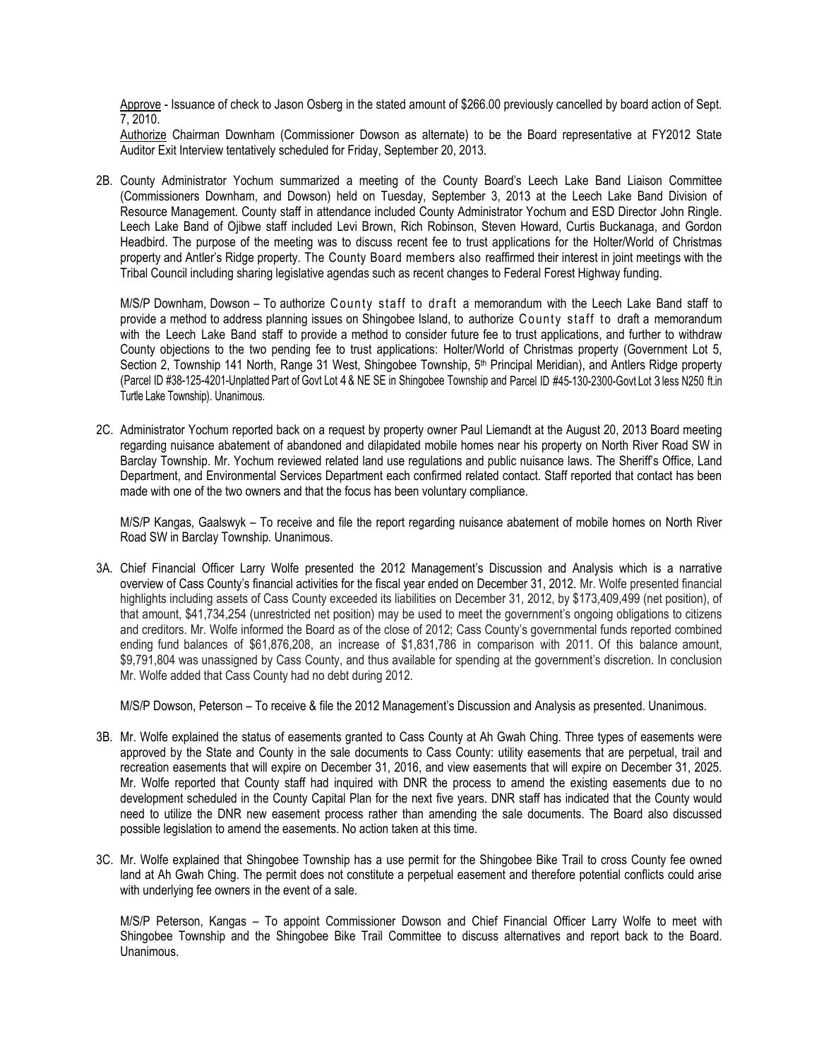Approve - Issuance of check to Jason Osberg in the stated amount of $266.00 previously cancelled by board action of Sept. 7, 2010.

Authorize Chairman Downham (Commissioner Dowson as alternate) to be the Board representative at FY2012 State Auditor Exit Interview tentatively scheduled for Friday, September 20, 2013.

2B. County Administrator Yochum summarized a meeting of the County Board's Leech Lake Band Liaison Committee (Commissioners Downham, and Dowson) held on Tuesday, September 3, 2013 at the Leech Lake Band Division of Resource Management. County staff in attendance included County Administrator Yochum and ESD Director John Ringle. Leech Lake Band of Ojibwe staff included Levi Brown, Rich Robinson, Steven Howard, Curtis Buckanaga, and Gordon Headbird. The purpose of the meeting was to discuss recent fee to trust applications for the Holter/World of Christmas property and Antler's Ridge property. The County Board members also reaffirmed their interest in joint meetings with the Tribal Council including sharing legislative agendas such as recent changes to Federal Forest Highway funding.

M/S/P Downham, Dowson – To authorize County staff to draft a memorandum with the Leech Lake Band staff to provide a method to address planning issues on Shingobee Island, to authorize County staff to draft a memorandum with the Leech Lake Band staff to provide a method to consider future fee to trust applications, and further to withdraw County objections to the two pending fee to trust applications: Holter/World of Christmas property (Government Lot 5, Section 2, Township 141 North, Range 31 West, Shingobee Township, 5th Principal Meridian), and Antlers Ridge property (Parcel ID #38-125-4201-Unplatted Part of Govt Lot 4 & NE SE in Shingobee Township and Parcel ID #45-130-2300-Govt Lot 3 less N250 ft.in Turtle Lake Township). Unanimous.

2C. Administrator Yochum reported back on a request by property owner Paul Liemandt at the August 20, 2013 Board meeting regarding nuisance abatement of abandoned and dilapidated mobile homes near his property on North River Road SW in Barclay Township. Mr. Yochum reviewed related land use regulations and public nuisance laws. The Sheriff's Office, Land Department, and Environmental Services Department each confirmed related contact. Staff reported that contact has been made with one of the two owners and that the focus has been voluntary compliance.

M/S/P Kangas, Gaalswyk – To receive and file the report regarding nuisance abatement of mobile homes on North River Road SW in Barclay Township. Unanimous.

3A. Chief Financial Officer Larry Wolfe presented the 2012 Management's Discussion and Analysis which is a narrative overview of Cass County's financial activities for the fiscal year ended on December 31, 2012. Mr. Wolfe presented financial highlights including assets of Cass County exceeded its liabilities on December 31, 2012, by $173,409,499 (net position), of that amount, $41,734,254 (unrestricted net position) may be used to meet the government's ongoing obligations to citizens and creditors. Mr. Wolfe informed the Board as of the close of 2012; Cass County's governmental funds reported combined ending fund balances of $61,876,208, an increase of $1,831,786 in comparison with 2011. Of this balance amount, $9,791,804 was unassigned by Cass County, and thus available for spending at the government's discretion. In conclusion Mr. Wolfe added that Cass County had no debt during 2012.

M/S/P Dowson, Peterson – To receive & file the 2012 Management's Discussion and Analysis as presented. Unanimous.

3B. Mr. Wolfe explained the status of easements granted to Cass County at Ah Gwah Ching. Three types of easements were approved by the State and County in the sale documents to Cass County: utility easements that are perpetual, trail and recreation easements that will expire on December 31, 2016, and view easements that will expire on December 31, 2025. Mr. Wolfe reported that County staff had inquired with DNR the process to amend the existing easements due to no development scheduled in the County Capital Plan for the next five years. DNR staff has indicated that the County would need to utilize the DNR new easement process rather than amending the sale documents. The Board also discussed possible legislation to amend the easements. No action taken at this time.

3C. Mr. Wolfe explained that Shingobee Township has a use permit for the Shingobee Bike Trail to cross County fee owned land at Ah Gwah Ching. The permit does not constitute a perpetual easement and therefore potential conflicts could arise with underlying fee owners in the event of a sale.

M/S/P Peterson, Kangas – To appoint Commissioner Dowson and Chief Financial Officer Larry Wolfe to meet with Shingobee Township and the Shingobee Bike Trail Committee to discuss alternatives and report back to the Board. Unanimous.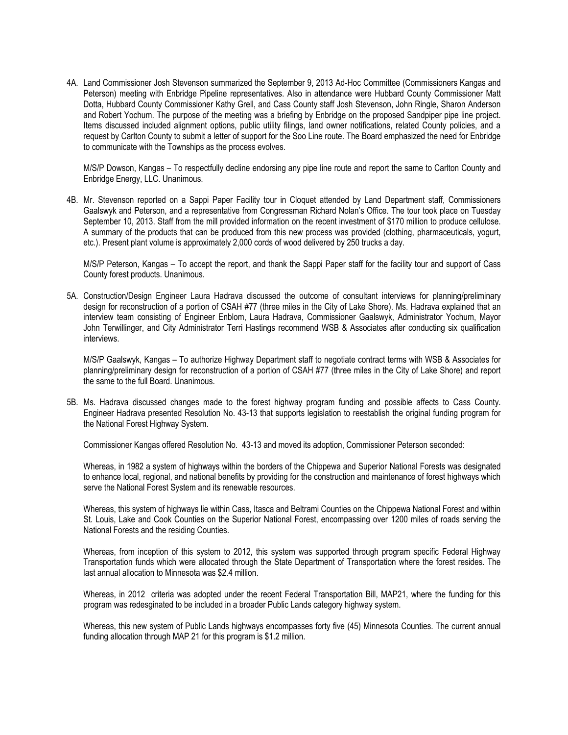4A. Land Commissioner Josh Stevenson summarized the September 9, 2013 Ad-Hoc Committee (Commissioners Kangas and Peterson) meeting with Enbridge Pipeline representatives. Also in attendance were Hubbard County Commissioner Matt Dotta, Hubbard County Commissioner Kathy Grell, and Cass County staff Josh Stevenson, John Ringle, Sharon Anderson and Robert Yochum. The purpose of the meeting was a briefing by Enbridge on the proposed Sandpiper pipe line project. Items discussed included alignment options, public utility filings, land owner notifications, related County policies, and a request by Carlton County to submit a letter of support for the Soo Line route. The Board emphasized the need for Enbridge to communicate with the Townships as the process evolves.

M/S/P Dowson, Kangas – To respectfully decline endorsing any pipe line route and report the same to Carlton County and Enbridge Energy, LLC. Unanimous.

4B. Mr. Stevenson reported on a Sappi Paper Facility tour in Cloquet attended by Land Department staff, Commissioners Gaalswyk and Peterson, and a representative from Congressman Richard Nolan's Office. The tour took place on Tuesday September 10, 2013. Staff from the mill provided information on the recent investment of $170 million to produce cellulose. A summary of the products that can be produced from this new process was provided (clothing, pharmaceuticals, yogurt, etc.). Present plant volume is approximately 2,000 cords of wood delivered by 250 trucks a day.

M/S/P Peterson, Kangas – To accept the report, and thank the Sappi Paper staff for the facility tour and support of Cass County forest products. Unanimous.

5A. Construction/Design Engineer Laura Hadrava discussed the outcome of consultant interviews for planning/preliminary design for reconstruction of a portion of CSAH #77 (three miles in the City of Lake Shore). Ms. Hadrava explained that an interview team consisting of Engineer Enblom, Laura Hadrava, Commissioner Gaalswyk, Administrator Yochum, Mayor John Terwillinger, and City Administrator Terri Hastings recommend WSB & Associates after conducting six qualification interviews.

M/S/P Gaalswyk, Kangas – To authorize Highway Department staff to negotiate contract terms with WSB & Associates for planning/preliminary design for reconstruction of a portion of CSAH #77 (three miles in the City of Lake Shore) and report the same to the full Board. Unanimous.

5B. Ms. Hadrava discussed changes made to the forest highway program funding and possible affects to Cass County. Engineer Hadrava presented Resolution No. 43-13 that supports legislation to reestablish the original funding program for the National Forest Highway System.

Commissioner Kangas offered Resolution No. 43-13 and moved its adoption, Commissioner Peterson seconded:

Whereas, in 1982 a system of highways within the borders of the Chippewa and Superior National Forests was designated to enhance local, regional, and national benefits by providing for the construction and maintenance of forest highways which serve the National Forest System and its renewable resources.

Whereas, this system of highways lie within Cass, Itasca and Beltrami Counties on the Chippewa National Forest and within St. Louis, Lake and Cook Counties on the Superior National Forest, encompassing over 1200 miles of roads serving the National Forests and the residing Counties.

Whereas, from inception of this system to 2012, this system was supported through program specific Federal Highway Transportation funds which were allocated through the State Department of Transportation where the forest resides. The last annual allocation to Minnesota was $2.4 million.

Whereas, in 2012 criteria was adopted under the recent Federal Transportation Bill, MAP21, where the funding for this program was redesginated to be included in a broader Public Lands category highway system.

Whereas, this new system of Public Lands highways encompasses forty five (45) Minnesota Counties. The current annual funding allocation through MAP 21 for this program is $1.2 million.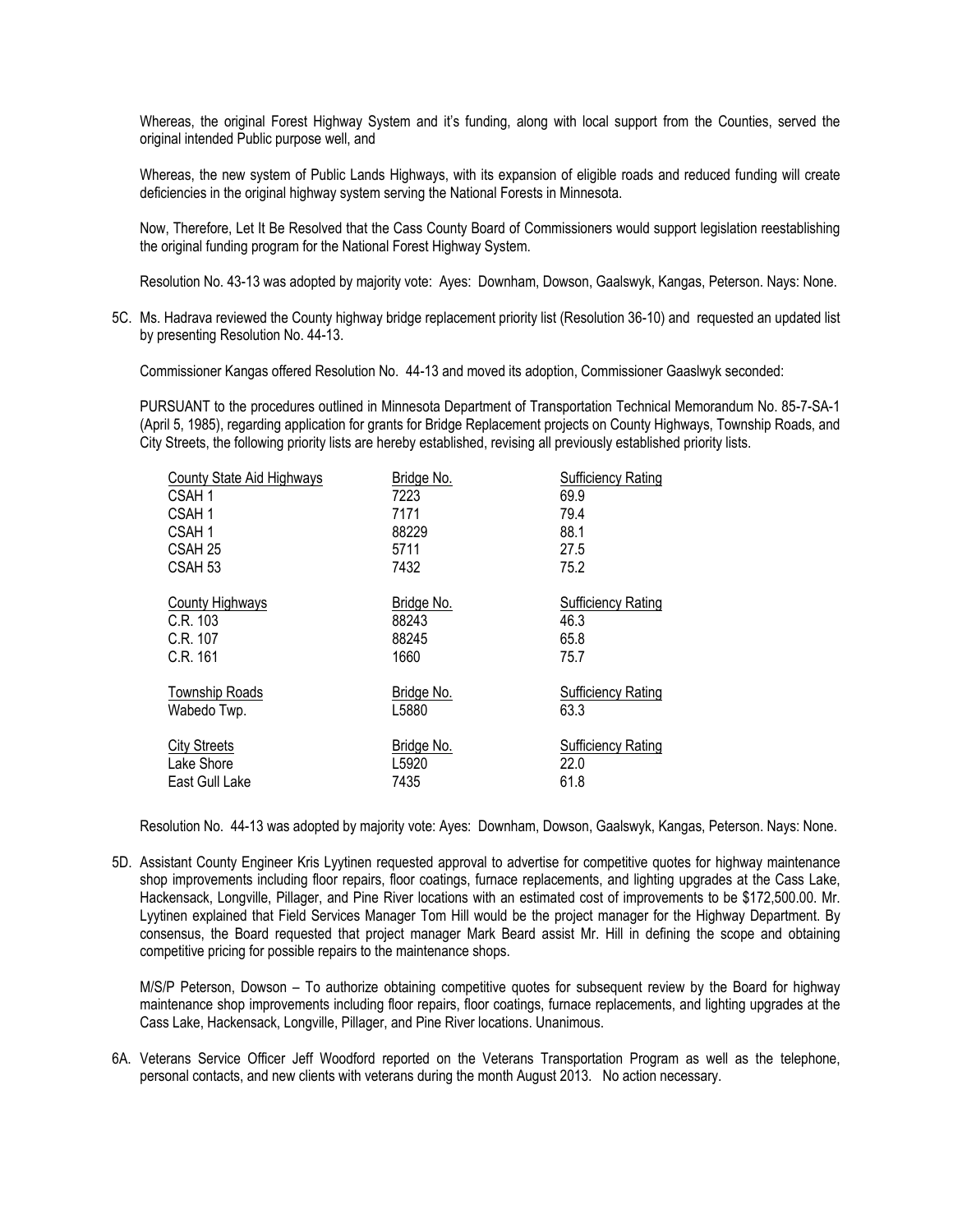Whereas, the original Forest Highway System and it's funding, along with local support from the Counties, served the original intended Public purpose well, and

Whereas, the new system of Public Lands Highways, with its expansion of eligible roads and reduced funding will create deficiencies in the original highway system serving the National Forests in Minnesota.

Now, Therefore, Let It Be Resolved that the Cass County Board of Commissioners would support legislation reestablishing the original funding program for the National Forest Highway System.

Resolution No. 43-13 was adopted by majority vote: Ayes: Downham, Dowson, Gaalswyk, Kangas, Peterson. Nays: None.

5C. Ms. Hadrava reviewed the County highway bridge replacement priority list (Resolution 36-10) and requested an updated list by presenting Resolution No. 44-13.

Commissioner Kangas offered Resolution No. 44-13 and moved its adoption, Commissioner Gaaslwyk seconded:

PURSUANT to the procedures outlined in Minnesota Department of Transportation Technical Memorandum No. 85-7-SA-1 (April 5, 1985), regarding application for grants for Bridge Replacement projects on County Highways, Township Roads, and City Streets, the following priority lists are hereby established, revising all previously established priority lists.

| County State Aid Highways | Bridge No. | Sufficiency Rating |
|---|---|---|
| CSAH 1 | 7223 | 69.9 |
| CSAH 1 | 7171 | 79.4 |
| CSAH 1 | 88229 | 88.1 |
| CSAH 25 | 5711 | 27.5 |
| CSAH 53 | 7432 | 75.2 |

| County Highways | Bridge No. | Sufficiency Rating |
|---|---|---|
| C.R. 103 | 88243 | 46.3 |
| C.R. 107 | 88245 | 65.8 |
| C.R. 161 | 1660 | 75.7 |

| Township Roads | Bridge No. | Sufficiency Rating |
|---|---|---|
| Wabedo Twp. | L5880 | 63.3 |

| City Streets | Bridge No. | Sufficiency Rating |
|---|---|---|
| Lake Shore | L5920 | 22.0 |
| East Gull Lake | 7435 | 61.8 |

Resolution No. 44-13 was adopted by majority vote: Ayes: Downham, Dowson, Gaalswyk, Kangas, Peterson. Nays: None.

5D. Assistant County Engineer Kris Lyytinen requested approval to advertise for competitive quotes for highway maintenance shop improvements including floor repairs, floor coatings, furnace replacements, and lighting upgrades at the Cass Lake, Hackensack, Longville, Pillager, and Pine River locations with an estimated cost of improvements to be $172,500.00. Mr. Lyytinen explained that Field Services Manager Tom Hill would be the project manager for the Highway Department. By consensus, the Board requested that project manager Mark Beard assist Mr. Hill in defining the scope and obtaining competitive pricing for possible repairs to the maintenance shops.

M/S/P Peterson, Dowson – To authorize obtaining competitive quotes for subsequent review by the Board for highway maintenance shop improvements including floor repairs, floor coatings, furnace replacements, and lighting upgrades at the Cass Lake, Hackensack, Longville, Pillager, and Pine River locations. Unanimous.

6A. Veterans Service Officer Jeff Woodford reported on the Veterans Transportation Program as well as the telephone, personal contacts, and new clients with veterans during the month August 2013. No action necessary.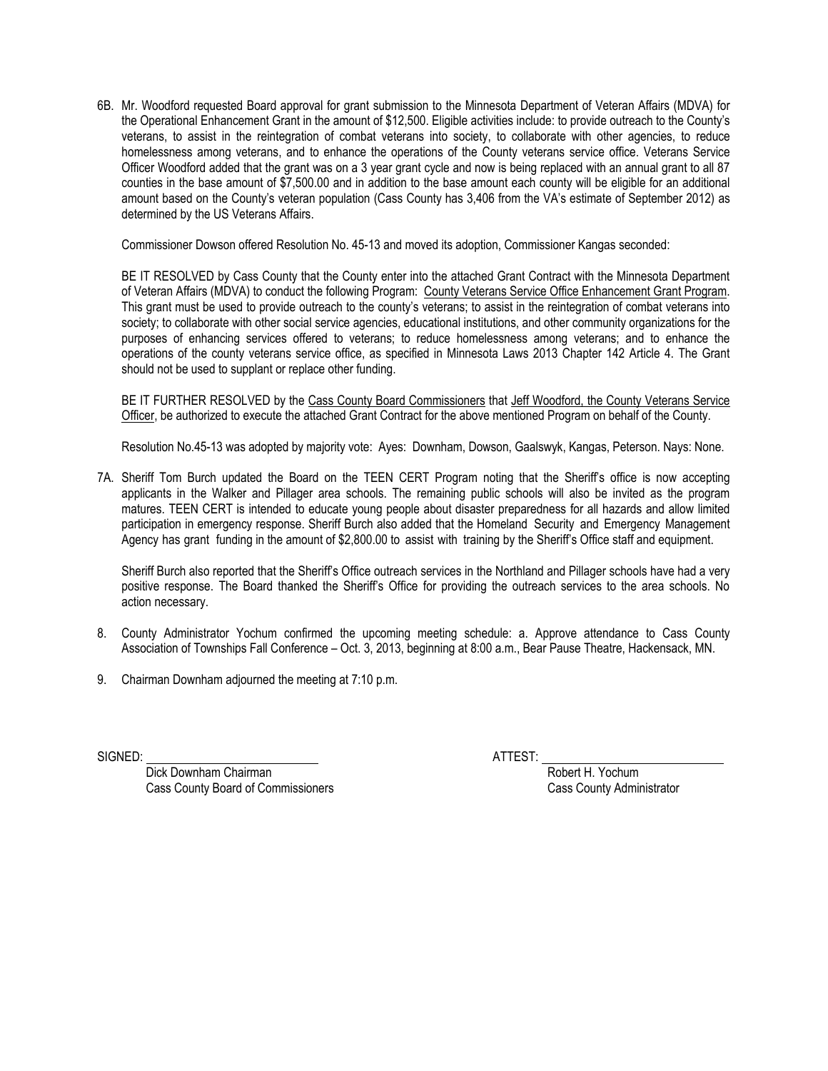6B. Mr. Woodford requested Board approval for grant submission to the Minnesota Department of Veteran Affairs (MDVA) for the Operational Enhancement Grant in the amount of $12,500. Eligible activities include: to provide outreach to the County's veterans, to assist in the reintegration of combat veterans into society, to collaborate with other agencies, to reduce homelessness among veterans, and to enhance the operations of the County veterans service office. Veterans Service Officer Woodford added that the grant was on a 3 year grant cycle and now is being replaced with an annual grant to all 87 counties in the base amount of $7,500.00 and in addition to the base amount each county will be eligible for an additional amount based on the County's veteran population (Cass County has 3,406 from the VA's estimate of September 2012) as determined by the US Veterans Affairs.

Commissioner Dowson offered Resolution No. 45-13 and moved its adoption, Commissioner Kangas seconded:

BE IT RESOLVED by Cass County that the County enter into the attached Grant Contract with the Minnesota Department of Veteran Affairs (MDVA) to conduct the following Program: County Veterans Service Office Enhancement Grant Program. This grant must be used to provide outreach to the county's veterans; to assist in the reintegration of combat veterans into society; to collaborate with other social service agencies, educational institutions, and other community organizations for the purposes of enhancing services offered to veterans; to reduce homelessness among veterans; and to enhance the operations of the county veterans service office, as specified in Minnesota Laws 2013 Chapter 142 Article 4. The Grant should not be used to supplant or replace other funding.

BE IT FURTHER RESOLVED by the Cass County Board Commissioners that Jeff Woodford, the County Veterans Service Officer, be authorized to execute the attached Grant Contract for the above mentioned Program on behalf of the County.

Resolution No.45-13 was adopted by majority vote: Ayes: Downham, Dowson, Gaalswyk, Kangas, Peterson. Nays: None.

7A. Sheriff Tom Burch updated the Board on the TEEN CERT Program noting that the Sheriff's office is now accepting applicants in the Walker and Pillager area schools. The remaining public schools will also be invited as the program matures. TEEN CERT is intended to educate young people about disaster preparedness for all hazards and allow limited participation in emergency response. Sheriff Burch also added that the Homeland Security and Emergency Management Agency has grant funding in the amount of $2,800.00 to assist with training by the Sheriff's Office staff and equipment.

Sheriff Burch also reported that the Sheriff's Office outreach services in the Northland and Pillager schools have had a very positive response. The Board thanked the Sheriff's Office for providing the outreach services to the area schools. No action necessary.

8. County Administrator Yochum confirmed the upcoming meeting schedule: a. Approve attendance to Cass County Association of Townships Fall Conference – Oct. 3, 2013, beginning at 8:00 a.m., Bear Pause Theatre, Hackensack, MN.

9. Chairman Downham adjourned the meeting at 7:10 p.m.

SIGNED: ____________________________
Dick Downham Chairman
Cass County Board of Commissioners

ATTEST: ____________________________
Robert H. Yochum
Cass County Administrator